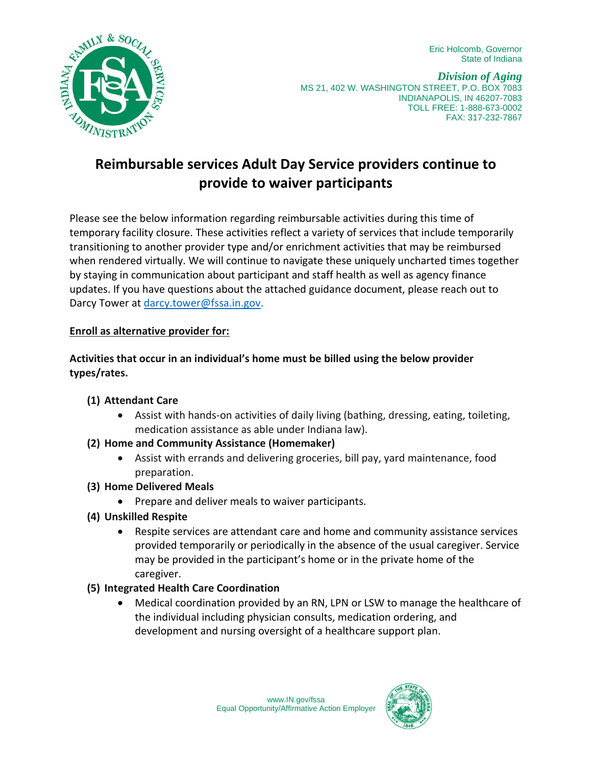Eric Holcomb, Governor
State of Indiana

***Division of Aging***
MS 21, 402 W. WASHINGTON STREET, P.O. BOX 7083
INDIANAPOLIS, IN 46207-7083
TOLL FREE: 1-888-673-0002
FAX: 317-232-7867

# Reimbursable services Adult Day Service providers continue to provide to waiver participants

Please see the below information regarding reimbursable activities during this time of temporary facility closure. These activities reflect a variety of services that include temporarily transitioning to another provider type and/or enrichment activities that may be reimbursed when rendered virtually. We will continue to navigate these uniquely uncharted times together by staying in communication about participant and staff health as well as agency finance updates. If you have questions about the attached guidance document, please reach out to Darcy Tower at darcy.tower@fssa.in.gov.

**Enroll as alternative provider for:**

**Activities that occur in an individual's home must be billed using the below provider types/rates.**

**(1) Attendant Care**
- Assist with hands-on activities of daily living (bathing, dressing, eating, toileting, medication assistance as able under Indiana law).

**(2) Home and Community Assistance (Homemaker)**
- Assist with errands and delivering groceries, bill pay, yard maintenance, food preparation.

**(3) Home Delivered Meals**
- Prepare and deliver meals to waiver participants.

**(4) Unskilled Respite**
- Respite services are attendant care and home and community assistance services provided temporarily or periodically in the absence of the usual caregiver. Service may be provided in the participant's home or in the private home of the caregiver.

**(5) Integrated Health Care Coordination**
- Medical coordination provided by an RN, LPN or LSW to manage the healthcare of the individual including physician consults, medication ordering, and development and nursing oversight of a healthcare support plan.

www.IN.gov/fssa
Equal Opportunity/Affirmative Action Employer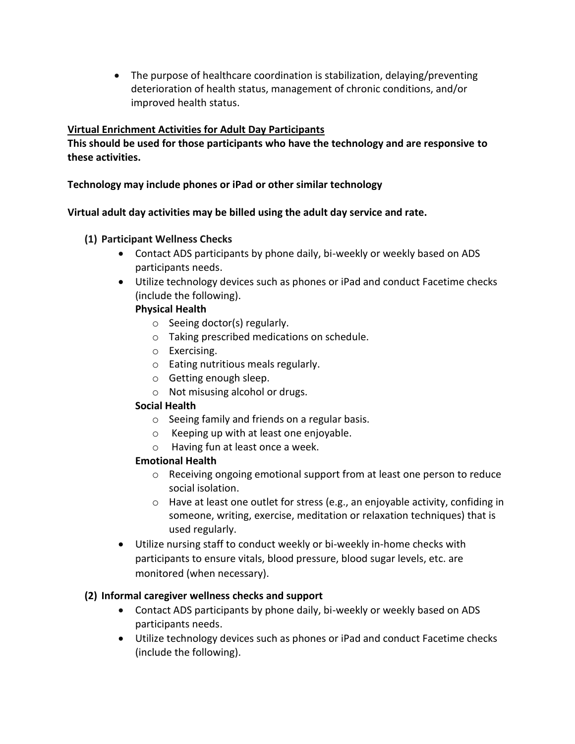- The purpose of healthcare coordination is stabilization, delaying/preventing deterioration of health status, management of chronic conditions, and/or improved health status.

**Virtual Enrichment Activities for Adult Day Participants**

**This should be used for those participants who have the technology and are responsive to these activities.**

**Technology may include phones or iPad or other similar technology**

**Virtual adult day activities may be billed using the adult day service and rate.**

**(1) Participant Wellness Checks**

- Contact ADS participants by phone daily, bi-weekly or weekly based on ADS participants needs.
- Utilize technology devices such as phones or iPad and conduct Facetime checks (include the following).

  **Physical Health**
  - Seeing doctor(s) regularly.
  - Taking prescribed medications on schedule.
  - Exercising.
  - Eating nutritious meals regularly.
  - Getting enough sleep.
  - Not misusing alcohol or drugs.

  **Social Health**
  - Seeing family and friends on a regular basis.
  - Keeping up with at least one enjoyable.
  - Having fun at least once a week.

  **Emotional Health**
  - Receiving ongoing emotional support from at least one person to reduce social isolation.
  - Have at least one outlet for stress (e.g., an enjoyable activity, confiding in someone, writing, exercise, meditation or relaxation techniques) that is used regularly.
- Utilize nursing staff to conduct weekly or bi-weekly in-home checks with participants to ensure vitals, blood pressure, blood sugar levels, etc. are monitored (when necessary).

**(2) Informal caregiver wellness checks and support**

- Contact ADS participants by phone daily, bi-weekly or weekly based on ADS participants needs.
- Utilize technology devices such as phones or iPad and conduct Facetime checks (include the following).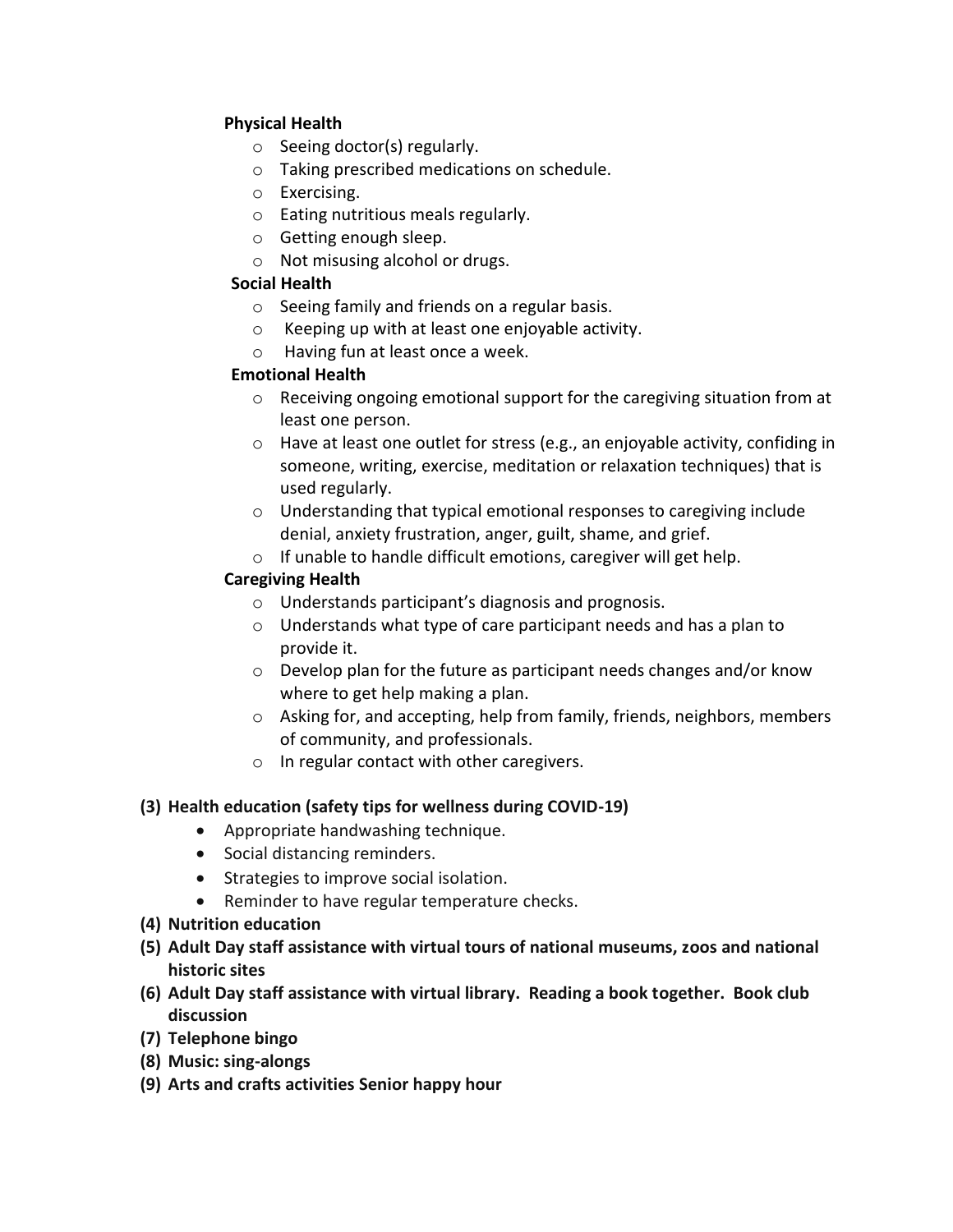**Physical Health**

- Seeing doctor(s) regularly.
- Taking prescribed medications on schedule.
- Exercising.
- Eating nutritious meals regularly.
- Getting enough sleep.
- Not misusing alcohol or drugs.

**Social Health**

- Seeing family and friends on a regular basis.
- Keeping up with at least one enjoyable activity.
- Having fun at least once a week.

**Emotional Health**

- Receiving ongoing emotional support for the caregiving situation from at least one person.
- Have at least one outlet for stress (e.g., an enjoyable activity, confiding in someone, writing, exercise, meditation or relaxation techniques) that is used regularly.
- Understanding that typical emotional responses to caregiving include denial, anxiety frustration, anger, guilt, shame, and grief.
- If unable to handle difficult emotions, caregiver will get help.

**Caregiving Health**

- Understands participant's diagnosis and prognosis.
- Understands what type of care participant needs and has a plan to provide it.
- Develop plan for the future as participant needs changes and/or know where to get help making a plan.
- Asking for, and accepting, help from family, friends, neighbors, members of community, and professionals.
- In regular contact with other caregivers.

**(3) Health education (safety tips for wellness during COVID-19)**

- Appropriate handwashing technique.
- Social distancing reminders.
- Strategies to improve social isolation.
- Reminder to have regular temperature checks.

**(4) Nutrition education**

**(5) Adult Day staff assistance with virtual tours of national museums, zoos and national historic sites**

**(6) Adult Day staff assistance with virtual library. Reading a book together. Book club discussion**

**(7) Telephone bingo**

**(8) Music: sing-alongs**

**(9) Arts and crafts activities Senior happy hour**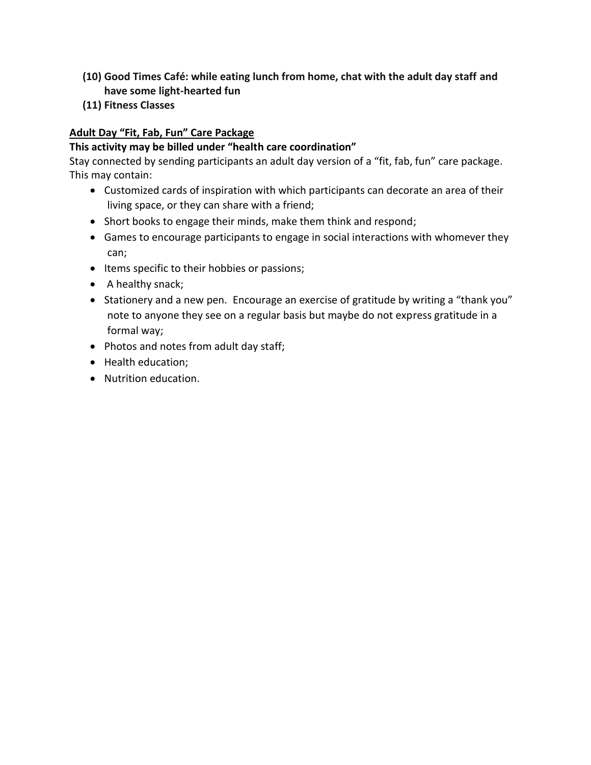**(10) Good Times Café: while eating lunch from home, chat with the adult day staff and have some light-hearted fun**

**(11) Fitness Classes**

**<u>Adult Day "Fit, Fab, Fun" Care Package</u>**

**This activity may be billed under "health care coordination"**

Stay connected by sending participants an adult day version of a "fit, fab, fun" care package. This may contain:

- Customized cards of inspiration with which participants can decorate an area of their living space, or they can share with a friend;
- Short books to engage their minds, make them think and respond;
- Games to encourage participants to engage in social interactions with whomever they can;
- Items specific to their hobbies or passions;
- A healthy snack;
- Stationery and a new pen. Encourage an exercise of gratitude by writing a "thank you" note to anyone they see on a regular basis but maybe do not express gratitude in a formal way;
- Photos and notes from adult day staff;
- Health education;
- Nutrition education.